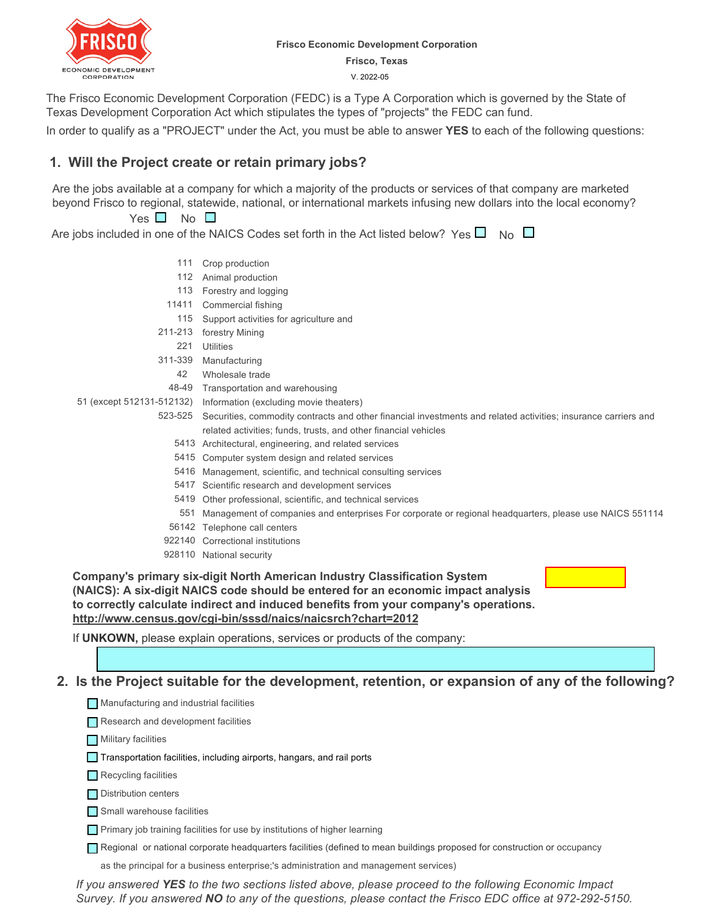Frisco Economic Development Corporation

Frisco, Texas

V. 2022-05

The Frisco Economic Development Corporation (FEDC) is a Type A Corporation which is governed by the State of Texas Development Corporation Act which stipulates the types of "projects" the FEDC can fund.

In order to qualify as a "PROJECT" under the Act, you must be able to answer **YES** to each of the following questions:

## 1. Will the Project create or retain primary jobs?

Are the jobs available at a company for which a majority of the products or services of that company are marketed beyond Frisco to regional, statewide, national, or international markets infusing new dollars into the local economy?

Yes ☐ No ☐

Are jobs included in one of the NAICS Codes set forth in the Act listed below? Yes ☐ No ☐

| | |
|---|---|
| 111 | Crop production |
| 112 | Animal production |
| 113 | Forestry and logging |
| 11411 | Commercial fishing |
| 115 | Support activities for agriculture and |
| 211-213 | forestry Mining |
| 221 | Utilities |
| 311-339 | Manufacturing |
| 42 | Wholesale trade |
| 48-49 | Transportation and warehousing |
| 51 (except 512131-512132) | Information (excluding movie theaters) |
| 523-525 | Securities, commodity contracts and other financial investments and related activities; insurance carriers and related activities; funds, trusts, and other financial vehicles |
| 5413 | Architectural, engineering, and related services |
| 5415 | Computer system design and related services |
| 5416 | Management, scientific, and technical consulting services |
| 5417 | Scientific research and development services |
| 5419 | Other professional, scientific, and technical services |
| 551 | Management of companies and enterprises For corporate or regional headquarters, please use NAICS 551114 |
| 56142 | Telephone call centers |
| 922140 | Correctional institutions |
| 928110 | National security |

**Company's primary six-digit North American Industry Classification System (NAICS): A six-digit NAICS code should be entered for an economic impact analysis to correctly calculate indirect and induced benefits from your company's operations.** **http://www.census.gov/cgi-bin/sssd/naics/naicsrch?chart=2012**

If **UNKOWN,** please explain operations, services or products of the company:

## 2. Is the Project suitable for the development, retention, or expansion of any of the following?

- ☐ Manufacturing and industrial facilities
- ☐ Research and development facilities
- ☐ Military facilities
- ☐ Transportation facilities, including airports, hangars, and rail ports
- ☐ Recycling facilities
- ☐ Distribution centers
- ☐ Small warehouse facilities
- ☐ Primary job training facilities for use by institutions of higher learning
- ☐ Regional or national corporate headquarters facilities (defined to mean buildings proposed for construction or occupancy as the principal for a business enterprise;'s administration and management services)

*If you answered **YES** to the two sections listed above, please proceed to the following Economic Impact Survey. If you answered **NO** to any of the questions, please contact the Frisco EDC office at 972-292-5150.*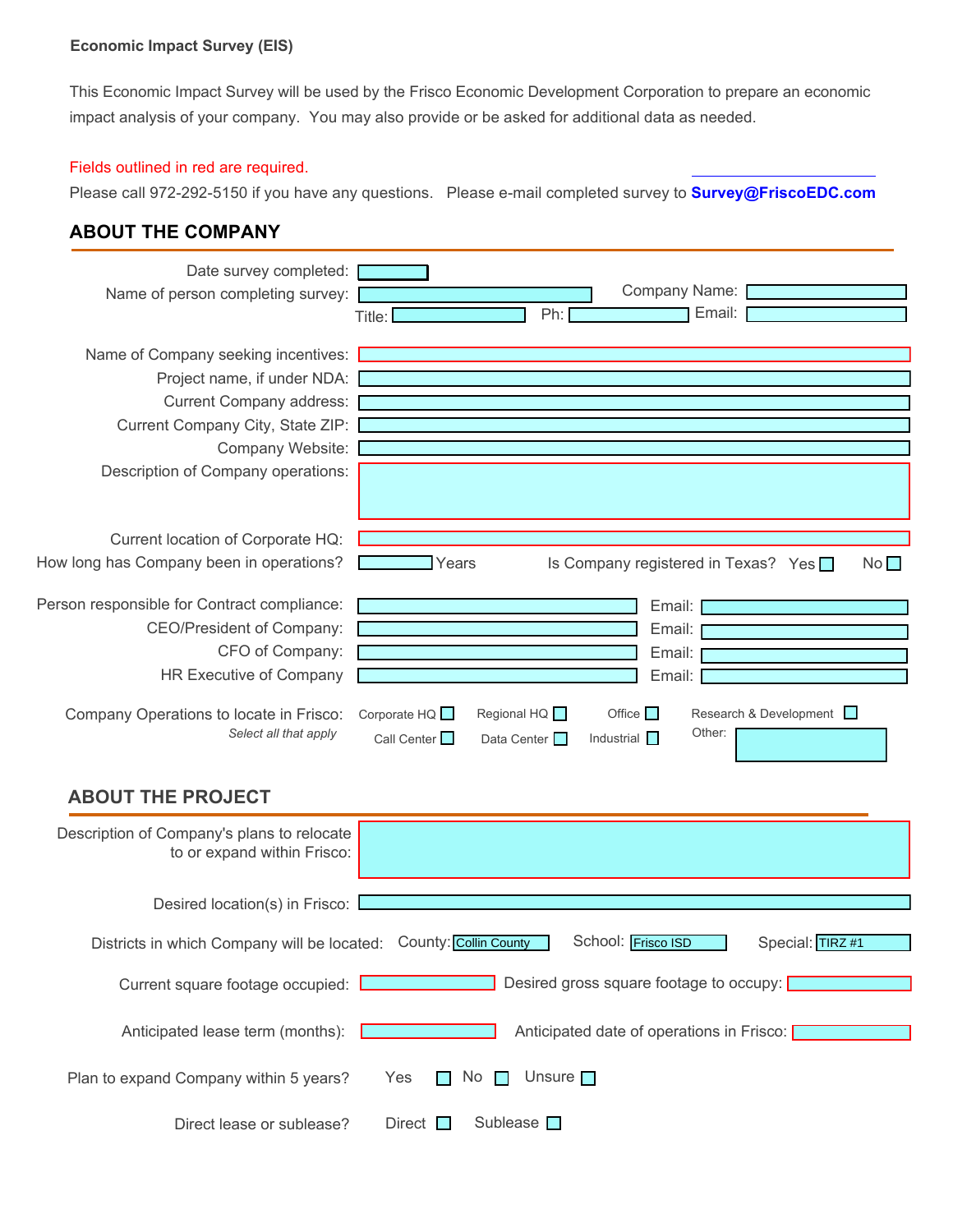**Economic Impact Survey (EIS)**

This Economic Impact Survey will be used by the Frisco Economic Development Corporation to prepare an economic impact analysis of your company. You may also provide or be asked for additional data as needed.

Fields outlined in red are required.

Please call 972-292-5150 if you have any questions. Please e-mail completed survey to **Survey@FriscoEDC.com**

## ABOUT THE COMPANY

Date survey completed:

Name of person completing survey:

Company Name:

Title:

Ph:

Email:

Name of Company seeking incentives:

Project name, if under NDA:

Current Company address:

Current Company City, State ZIP:

Company Website:

Description of Company operations:

Current location of Corporate HQ:

How long has Company been in operations? Years

Is Company registered in Texas? Yes ☐ No ☐

Person responsible for Contract compliance: Email:

CEO/President of Company: Email:

CFO of Company: Email:

HR Executive of Company Email:

Company Operations to locate in Frisco:
*Select all that apply*

Corporate HQ ☐ Regional HQ ☐ Office ☐ Research & Development ☐

Call Center ☐ Data Center ☐ Industrial ☐ Other:

## ABOUT THE PROJECT

Description of Company's plans to relocate to or expand within Frisco:

Desired location(s) in Frisco:

Districts in which Company will be located: County: Collin County School: Frisco ISD Special: TIRZ #1

Current square footage occupied:

Desired gross square footage to occupy:

Anticipated lease term (months):

Anticipated date of operations in Frisco:

Plan to expand Company within 5 years? Yes ☐ No ☐ Unsure ☐

Direct lease or sublease? Direct ☐ Sublease ☐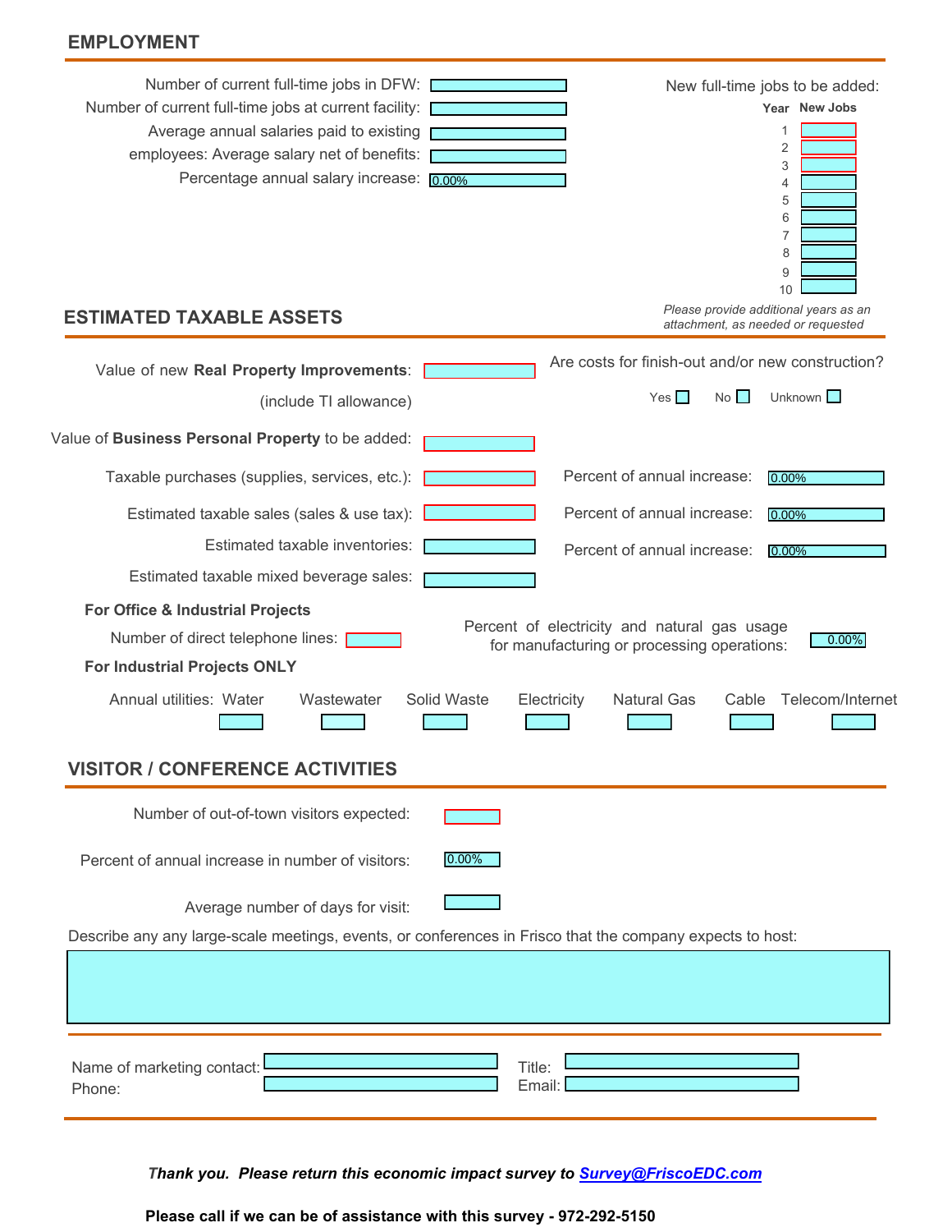## EMPLOYMENT

Number of current full-time jobs in DFW:

Number of current full-time jobs at current facility:

Average annual salaries paid to existing employees: Average salary net of benefits:

Percentage annual salary increase: 0.00%

New full-time jobs to be added:

| Year | New Jobs |
|---|---|
| 1 | |
| 2 | |
| 3 | |
| 4 | |
| 5 | |
| 6 | |
| 7 | |
| 8 | |
| 9 | |
| 10 | |

*Please provide additional years as an attachment, as needed or requested*

## ESTIMATED TAXABLE ASSETS

Value of new **Real Property Improvements**: (include TI allowance)

Are costs for finish-out and/or new construction? Yes ☐ No ☐ Unknown ☐

Value of **Business Personal Property** to be added:

Taxable purchases (supplies, services, etc.): Percent of annual increase: 0.00%

Estimated taxable sales (sales & use tax): Percent of annual increase: 0.00%

Estimated taxable inventories: Percent of annual increase: 0.00%

Estimated taxable mixed beverage sales:

**For Office & Industrial Projects**

Number of direct telephone lines:

Percent of electricity and natural gas usage for manufacturing or processing operations: 0.00%

**For Industrial Projects ONLY**

Annual utilities: Water Wastewater Solid Waste Electricity Natural Gas Cable Telecom/Internet

## VISITOR / CONFERENCE ACTIVITIES

Number of out-of-town visitors expected:

Percent of annual increase in number of visitors: 0.00%

Average number of days for visit:

Describe any any large-scale meetings, events, or conferences in Frisco that the company expects to host:

Name of marketing contact: Title:

Phone: Email:

***Thank you. Please return this economic impact survey to Survey@FriscoEDC.com***

**Please call if we can be of assistance with this survey - 972-292-5150**